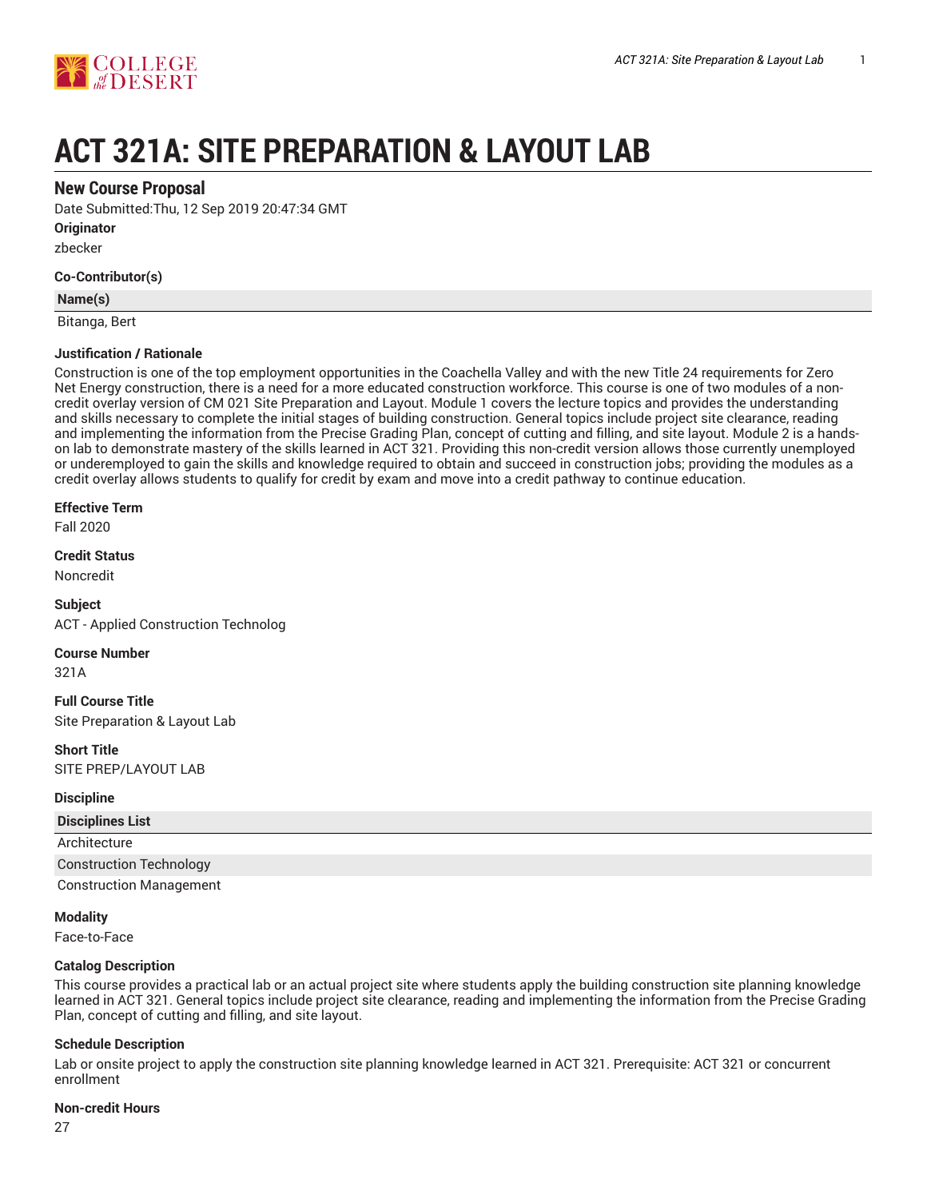# ACT 321A: SITE PREPARATION & LAYOUT LAB

## New Course Proposal

Date Submitted:Thu, 12 Sep 2019 20:47:34 GMT

**Originator**

zbecker

**Co-Contributor(s)**

| Name(s) |
| --- |
| Bitanga, Bert |

**Justification / Rationale**

Construction is one of the top employment opportunities in the Coachella Valley and with the new Title 24 requirements for Zero Net Energy construction, there is a need for a more educated construction workforce. This course is one of two modules of a non-credit overlay version of CM 021 Site Preparation and Layout. Module 1 covers the lecture topics and provides the understanding and skills necessary to complete the initial stages of building construction. General topics include project site clearance, reading and implementing the information from the Precise Grading Plan, concept of cutting and filling, and site layout. Module 2 is a hands-on lab to demonstrate mastery of the skills learned in ACT 321. Providing this non-credit version allows those currently unemployed or underemployed to gain the skills and knowledge required to obtain and succeed in construction jobs; providing the modules as a credit overlay allows students to qualify for credit by exam and move into a credit pathway to continue education.

**Effective Term**

Fall 2020

**Credit Status**

Noncredit

**Subject**

ACT - Applied Construction Technolog

**Course Number**

321A

**Full Course Title**

Site Preparation & Layout Lab

**Short Title**

SITE PREP/LAYOUT LAB

**Discipline**

| Disciplines List |
| --- |
| Architecture |
| Construction Technology |
| Construction Management |

**Modality**

Face-to-Face

**Catalog Description**

This course provides a practical lab or an actual project site where students apply the building construction site planning knowledge learned in ACT 321. General topics include project site clearance, reading and implementing the information from the Precise Grading Plan, concept of cutting and filling, and site layout.

**Schedule Description**

Lab or onsite project to apply the construction site planning knowledge learned in ACT 321. Prerequisite: ACT 321 or concurrent enrollment

**Non-credit Hours**

27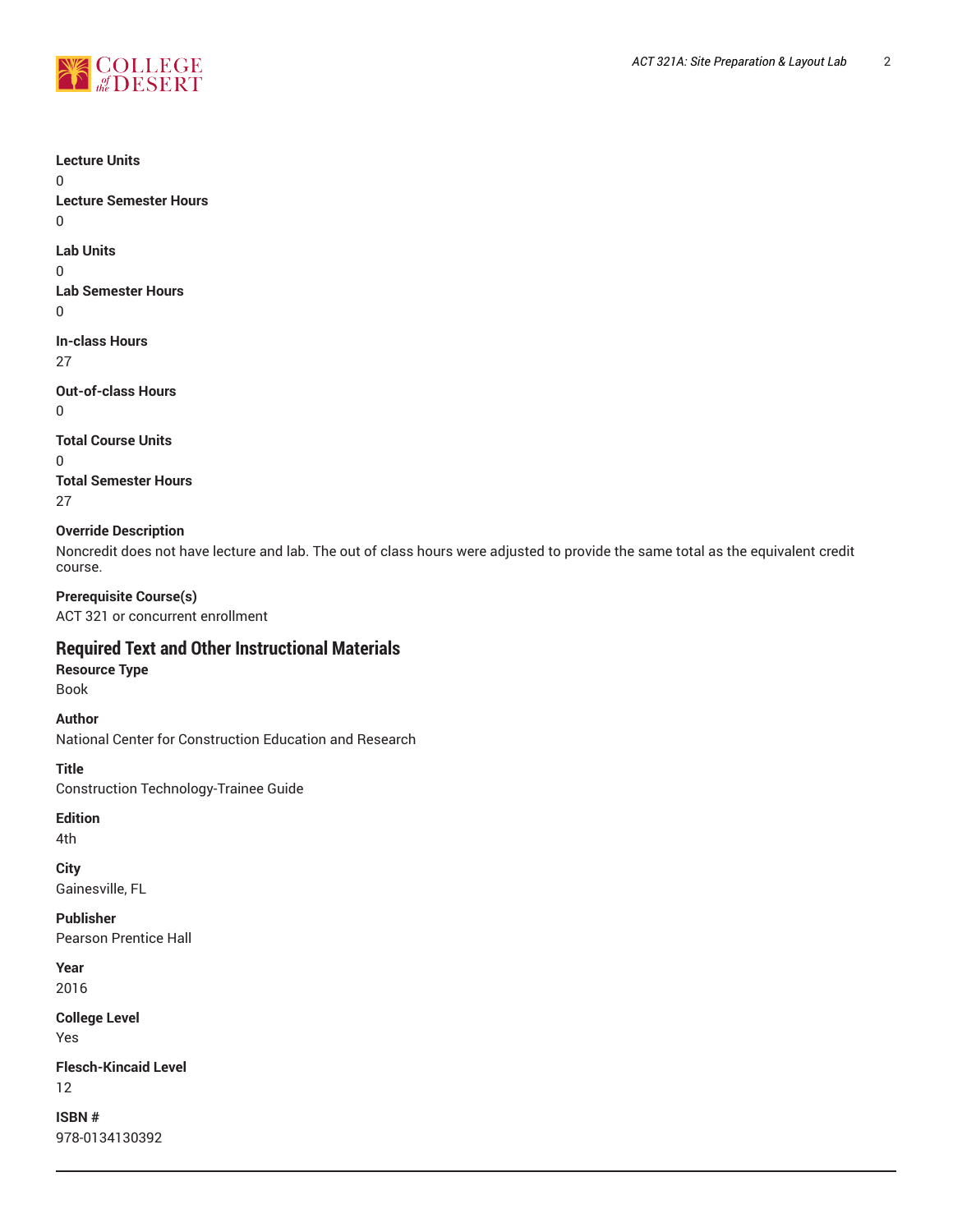**Lecture Units**
0
**Lecture Semester Hours**
0

**Lab Units**
0
**Lab Semester Hours**
0

**In-class Hours**
27

**Out-of-class Hours**
0

**Total Course Units**
0
**Total Semester Hours**
27

**Override Description**
Noncredit does not have lecture and lab. The out of class hours were adjusted to provide the same total as the equivalent credit course.

**Prerequisite Course(s)**
ACT 321 or concurrent enrollment

## Required Text and Other Instructional Materials

**Resource Type**
Book

**Author**
National Center for Construction Education and Research

**Title**
Construction Technology-Trainee Guide

**Edition**
4th

**City**
Gainesville, FL

**Publisher**
Pearson Prentice Hall

**Year**
2016

**College Level**
Yes

**Flesch-Kincaid Level**
12

**ISBN #**
978-0134130392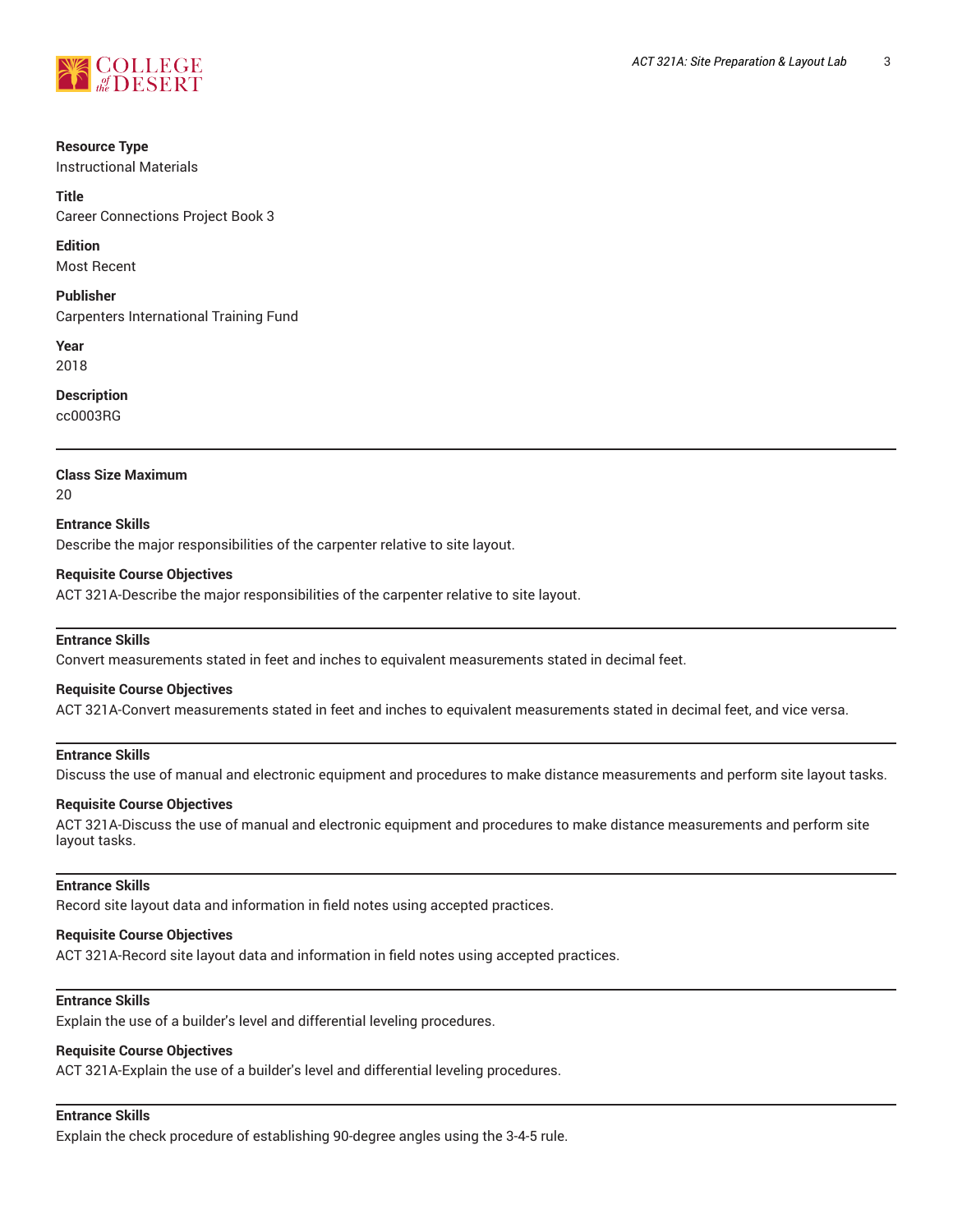**Resource Type**
Instructional Materials

**Title**
Career Connections Project Book 3

**Edition**
Most Recent

**Publisher**
Carpenters International Training Fund

**Year**
2018

**Description**
cc0003RG

---

**Class Size Maximum**
20

**Entrance Skills**
Describe the major responsibilities of the carpenter relative to site layout.

**Requisite Course Objectives**
ACT 321A-Describe the major responsibilities of the carpenter relative to site layout.

---

**Entrance Skills**
Convert measurements stated in feet and inches to equivalent measurements stated in decimal feet.

**Requisite Course Objectives**
ACT 321A-Convert measurements stated in feet and inches to equivalent measurements stated in decimal feet, and vice versa.

---

**Entrance Skills**
Discuss the use of manual and electronic equipment and procedures to make distance measurements and perform site layout tasks.

**Requisite Course Objectives**
ACT 321A-Discuss the use of manual and electronic equipment and procedures to make distance measurements and perform site layout tasks.

---

**Entrance Skills**
Record site layout data and information in field notes using accepted practices.

**Requisite Course Objectives**
ACT 321A-Record site layout data and information in field notes using accepted practices.

---

**Entrance Skills**
Explain the use of a builder's level and differential leveling procedures.

**Requisite Course Objectives**
ACT 321A-Explain the use of a builder's level and differential leveling procedures.

---

**Entrance Skills**
Explain the check procedure of establishing 90-degree angles using the 3-4-5 rule.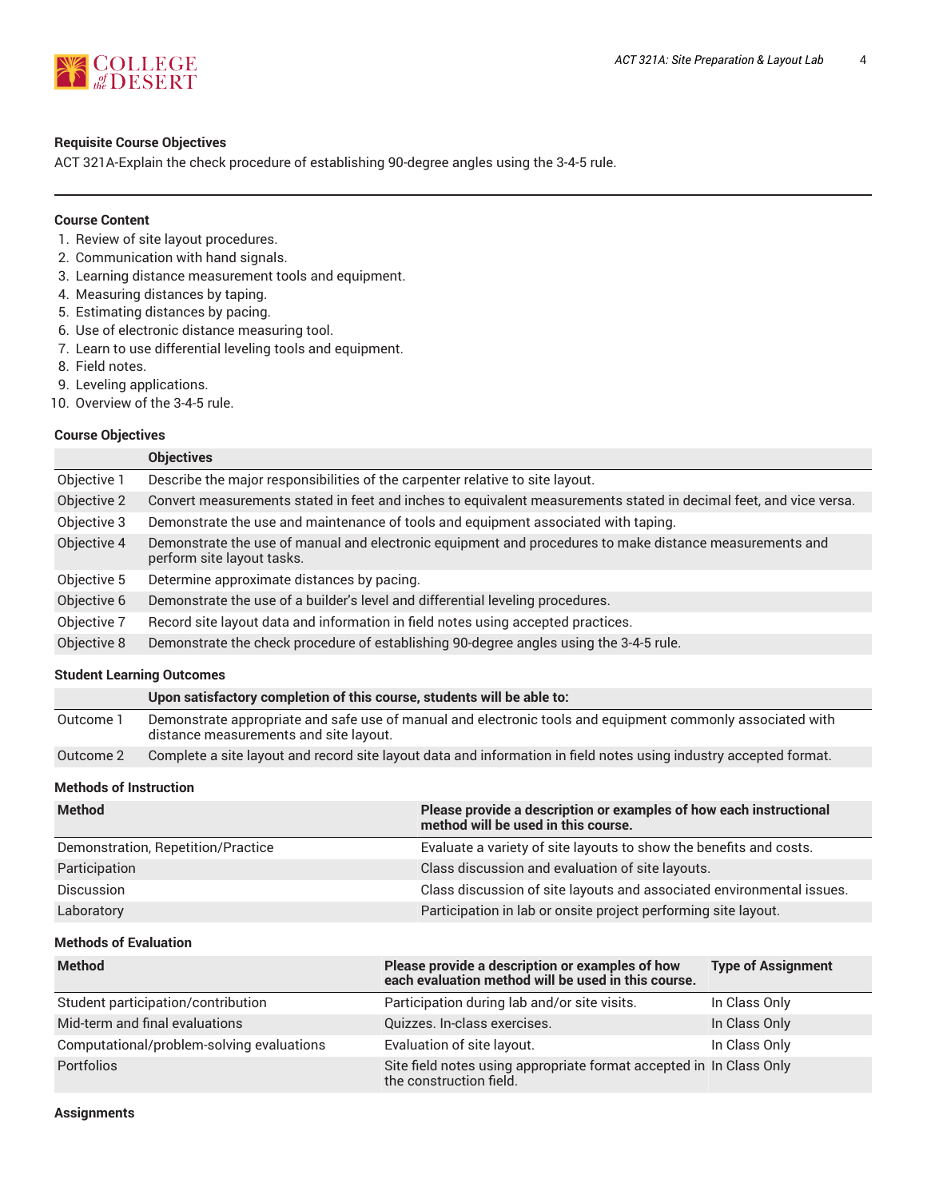#### Requisite Course Objectives

ACT 321A-Explain the check procedure of establishing 90-degree angles using the 3-4-5 rule.

---

#### Course Content

1. Review of site layout procedures.
2. Communication with hand signals.
3. Learning distance measurement tools and equipment.
4. Measuring distances by taping.
5. Estimating distances by pacing.
6. Use of electronic distance measuring tool.
7. Learn to use differential leveling tools and equipment.
8. Field notes.
9. Leveling applications.
10. Overview of the 3-4-5 rule.

#### Course Objectives

| | Objectives |
|---|---|
| Objective 1 | Describe the major responsibilities of the carpenter relative to site layout. |
| Objective 2 | Convert measurements stated in feet and inches to equivalent measurements stated in decimal feet, and vice versa. |
| Objective 3 | Demonstrate the use and maintenance of tools and equipment associated with taping. |
| Objective 4 | Demonstrate the use of manual and electronic equipment and procedures to make distance measurements and perform site layout tasks. |
| Objective 5 | Determine approximate distances by pacing. |
| Objective 6 | Demonstrate the use of a builder's level and differential leveling procedures. |
| Objective 7 | Record site layout data and information in field notes using accepted practices. |
| Objective 8 | Demonstrate the check procedure of establishing 90-degree angles using the 3-4-5 rule. |

#### Student Learning Outcomes

| | Upon satisfactory completion of this course, students will be able to: |
|---|---|
| Outcome 1 | Demonstrate appropriate and safe use of manual and electronic tools and equipment commonly associated with distance measurements and site layout. |
| Outcome 2 | Complete a site layout and record site layout data and information in field notes using industry accepted format. |

#### Methods of Instruction

| Method | Please provide a description or examples of how each instructional method will be used in this course. |
|---|---|
| Demonstration, Repetition/Practice | Evaluate a variety of site layouts to show the benefits and costs. |
| Participation | Class discussion and evaluation of site layouts. |
| Discussion | Class discussion of site layouts and associated environmental issues. |
| Laboratory | Participation in lab or onsite project performing site layout. |

#### Methods of Evaluation

| Method | Please provide a description or examples of how each evaluation method will be used in this course. | Type of Assignment |
|---|---|---|
| Student participation/contribution | Participation during lab and/or site visits. | In Class Only |
| Mid-term and final evaluations | Quizzes. In-class exercises. | In Class Only |
| Computational/problem-solving evaluations | Evaluation of site layout. | In Class Only |
| Portfolios | Site field notes using appropriate format accepted in the construction field. | In Class Only |

#### Assignments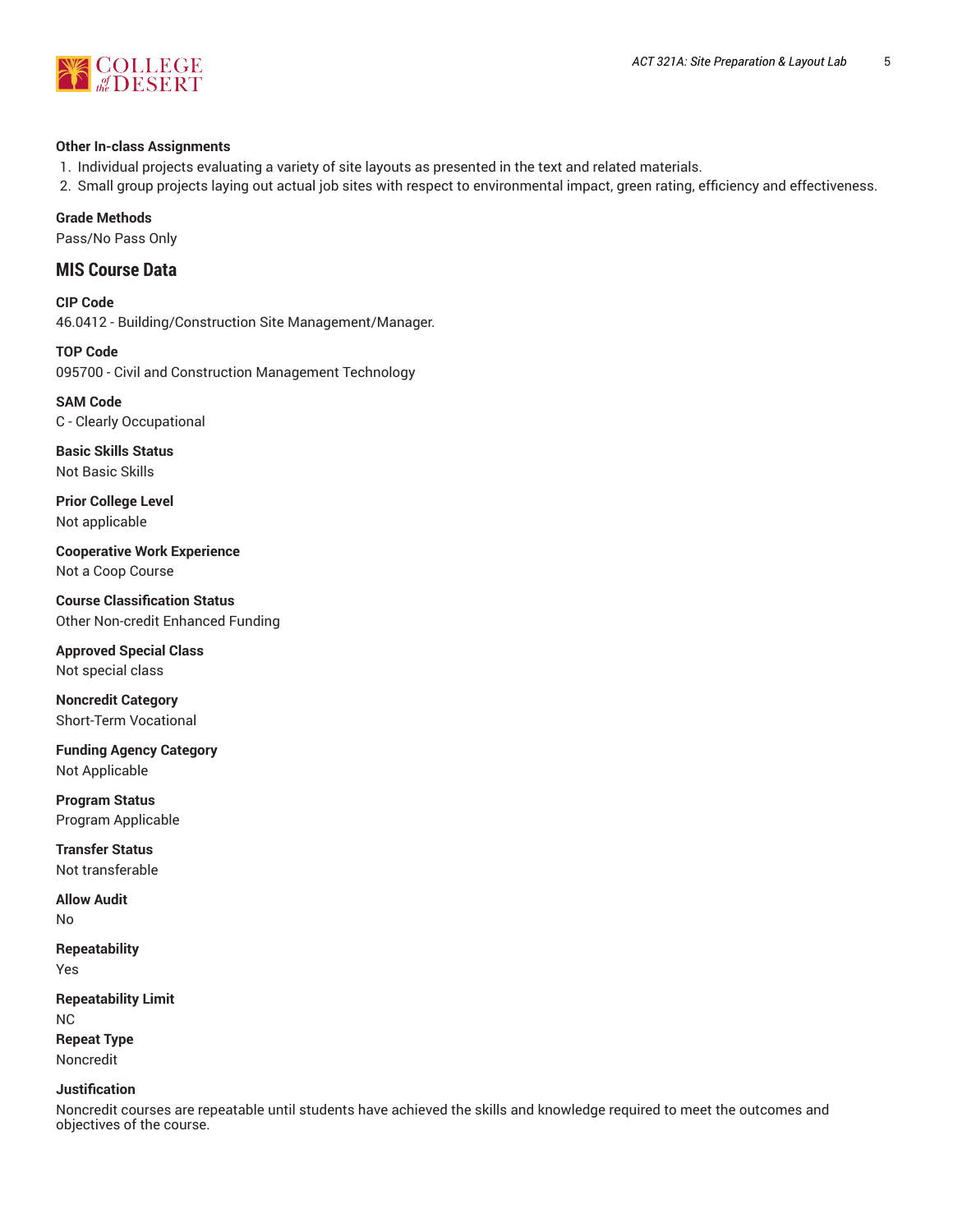**Other In-class Assignments**

1. Individual projects evaluating a variety of site layouts as presented in the text and related materials.
2. Small group projects laying out actual job sites with respect to environmental impact, green rating, efficiency and effectiveness.

**Grade Methods**

Pass/No Pass Only

## MIS Course Data

**CIP Code**

46.0412 - Building/Construction Site Management/Manager.

**TOP Code**

095700 - Civil and Construction Management Technology

**SAM Code**

C - Clearly Occupational

**Basic Skills Status**

Not Basic Skills

**Prior College Level**

Not applicable

**Cooperative Work Experience**

Not a Coop Course

**Course Classification Status**

Other Non-credit Enhanced Funding

**Approved Special Class**

Not special class

**Noncredit Category**

Short-Term Vocational

**Funding Agency Category**

Not Applicable

**Program Status**

Program Applicable

**Transfer Status**

Not transferable

**Allow Audit**

No

**Repeatability**

Yes

**Repeatability Limit**

NC

**Repeat Type**

Noncredit

**Justification**

Noncredit courses are repeatable until students have achieved the skills and knowledge required to meet the outcomes and objectives of the course.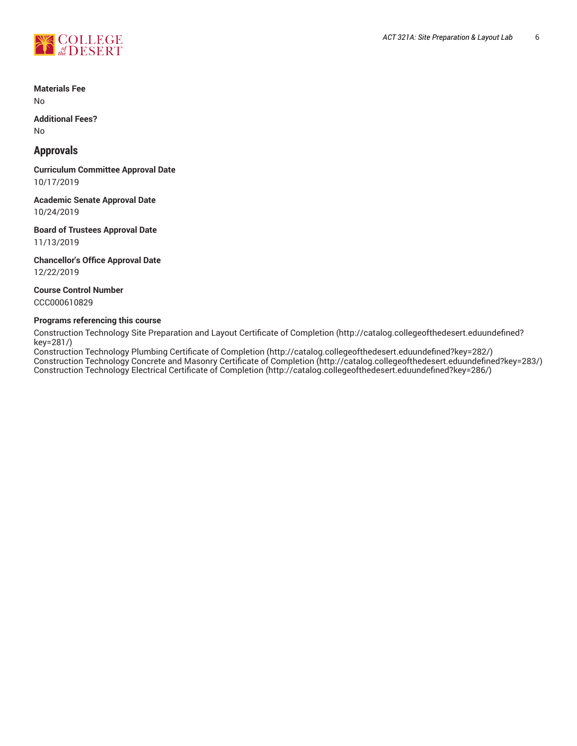**Materials Fee**

No

**Additional Fees?**

No

## Approvals

**Curriculum Committee Approval Date**

10/17/2019

**Academic Senate Approval Date**

10/24/2019

**Board of Trustees Approval Date**

11/13/2019

**Chancellor's Office Approval Date**

12/22/2019

**Course Control Number**

CCC000610829

**Programs referencing this course**

Construction Technology Site Preparation and Layout Certificate of Completion (http://catalog.collegeofthedesert.eduundefined?key=281/)
Construction Technology Plumbing Certificate of Completion (http://catalog.collegeofthedesert.eduundefined?key=282/)
Construction Technology Concrete and Masonry Certificate of Completion (http://catalog.collegeofthedesert.eduundefined?key=283/)
Construction Technology Electrical Certificate of Completion (http://catalog.collegeofthedesert.eduundefined?key=286/)